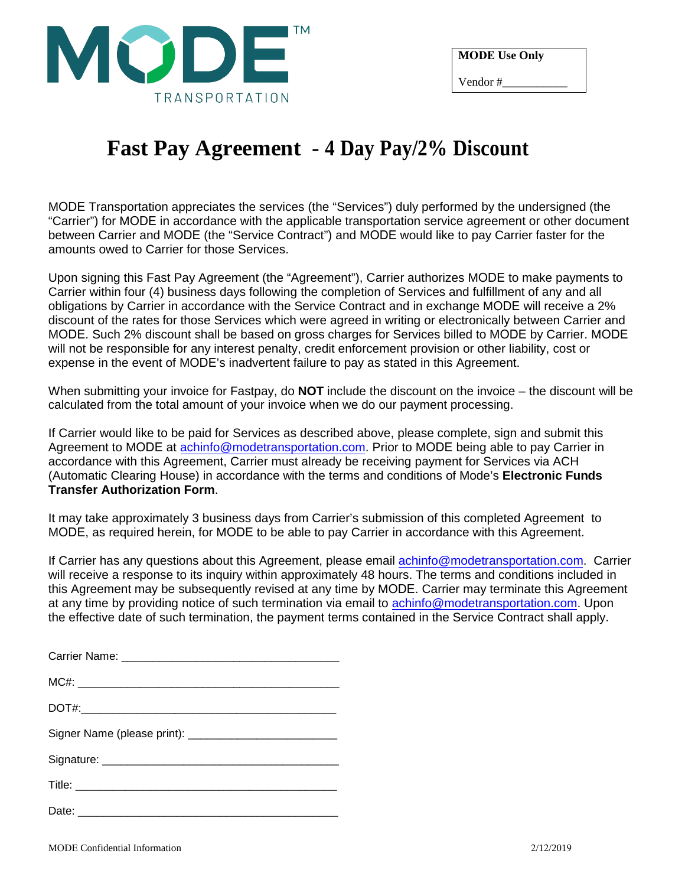MODE™
TRANSPORTATION

**MODE Use Only**

Vendor #___________

# Fast Pay Agreement - 4 Day Pay/2% Discount

MODE Transportation appreciates the services (the "Services") duly performed by the undersigned (the "Carrier") for MODE in accordance with the applicable transportation service agreement or other document between Carrier and MODE (the "Service Contract") and MODE would like to pay Carrier faster for the amounts owed to Carrier for those Services.

Upon signing this Fast Pay Agreement (the "Agreement"), Carrier authorizes MODE to make payments to Carrier within four (4) business days following the completion of Services and fulfillment of any and all obligations by Carrier in accordance with the Service Contract and in exchange MODE will receive a 2% discount of the rates for those Services which were agreed in writing or electronically between Carrier and MODE. Such 2% discount shall be based on gross charges for Services billed to MODE by Carrier. MODE will not be responsible for any interest penalty, credit enforcement provision or other liability, cost or expense in the event of MODE's inadvertent failure to pay as stated in this Agreement.

When submitting your invoice for Fastpay, do **NOT** include the discount on the invoice – the discount will be calculated from the total amount of your invoice when we do our payment processing.

If Carrier would like to be paid for Services as described above, please complete, sign and submit this Agreement to MODE at achinfo@modetransportation.com. Prior to MODE being able to pay Carrier in accordance with this Agreement, Carrier must already be receiving payment for Services via ACH (Automatic Clearing House) in accordance with the terms and conditions of Mode's **Electronic Funds Transfer Authorization Form**.

It may take approximately 3 business days from Carrier's submission of this completed Agreement to MODE, as required herein, for MODE to be able to pay Carrier in accordance with this Agreement.

If Carrier has any questions about this Agreement, please email achinfo@modetransportation.com. Carrier will receive a response to its inquiry within approximately 48 hours. The terms and conditions included in this Agreement may be subsequently revised at any time by MODE. Carrier may terminate this Agreement at any time by providing notice of such termination via email to achinfo@modetransportation.com. Upon the effective date of such termination, the payment terms contained in the Service Contract shall apply.

Carrier Name: ___________________________________

MC#: __________________________________________

DOT#:__________________________________________

Signer Name (please print): _______________________

Signature: ______________________________________

Title: __________________________________________

Date: __________________________________________

MODE Confidential Information 2/12/2019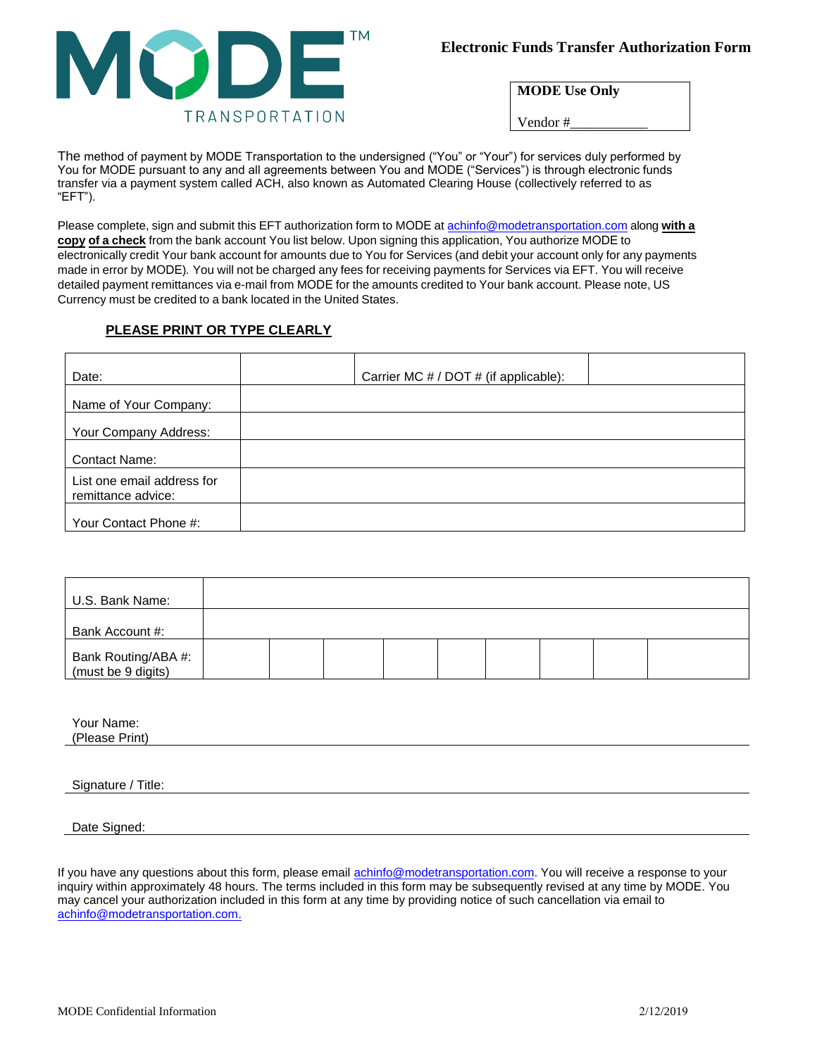**MODE TRANSPORTATION**

# Electronic Funds Transfer Authorization Form

| MODE Use Only |
|---|
| Vendor #___________ |

The method of payment by MODE Transportation to the undersigned ("You" or "Your") for services duly performed by You for MODE pursuant to any and all agreements between You and MODE ("Services") is through electronic funds transfer via a payment system called ACH, also known as Automated Clearing House (collectively referred to as "EFT").

Please complete, sign and submit this EFT authorization form to MODE at achinfo@modetransportation.com along **with a copy of a check** from the bank account You list below. Upon signing this application, You authorize MODE to electronically credit Your bank account for amounts due to You for Services (and debit your account only for any payments made in error by MODE). You will not be charged any fees for receiving payments for Services via EFT. You will receive detailed payment remittances via e-mail from MODE for the amounts credited to Your bank account. Please note, US Currency must be credited to a bank located in the United States.

**PLEASE PRINT OR TYPE CLEARLY**

| | | | |
|---|---|---|---|
| Date: | | Carrier MC # / DOT # (if applicable): | |
| Name of Your Company: | | | |
| Your Company Address: | | | |
| Contact Name: | | | |
| List one email address for remittance advice: | | | |
| Your Contact Phone #: | | | |

| | | | | | | | | | |
|---|---|---|---|---|---|---|---|---|---|
| U.S. Bank Name: | | | | | | | | | |
| Bank Account #: | | | | | | | | | |
| Bank Routing/ABA #: (must be 9 digits) | | | | | | | | | |

Your Name:
(Please Print) ________________________________________

Signature / Title: ________________________________________

Date Signed: ________________________________________

If you have any questions about this form, please email achinfo@modetransportation.com. You will receive a response to your inquiry within approximately 48 hours. The terms included in this form may be subsequently revised at any time by MODE. You may cancel your authorization included in this form at any time by providing notice of such cancellation via email to achinfo@modetransportation.com.

MODE Confidential Information 2/12/2019